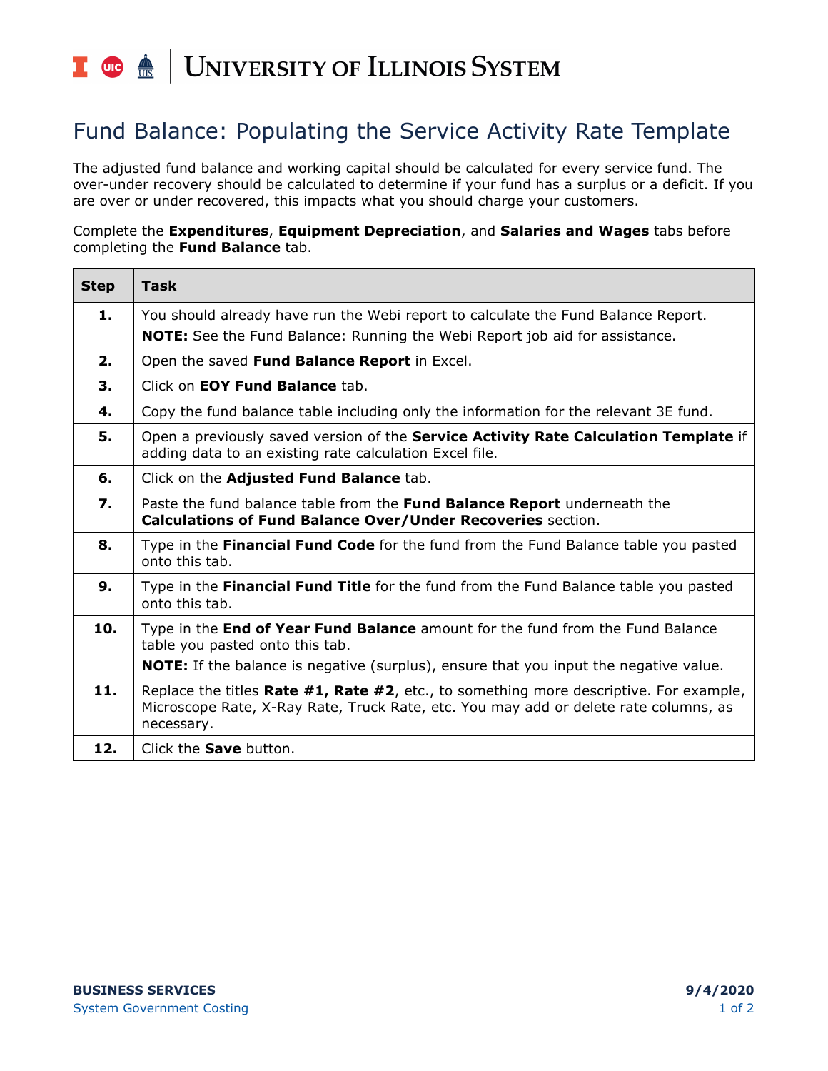# Fund Balance: Populating the Service Activity Rate Template

The adjusted fund balance and working capital should be calculated for every service fund. The over-under recovery should be calculated to determine if your fund has a surplus or a deficit. If you are over or under recovered, this impacts what you should charge your customers.

Complete the **Expenditures**, **Equipment Depreciation**, and **Salaries and Wages** tabs before completing the **Fund Balance** tab.

| Step | Task |
| --- | --- |
| **1.** | You should already have run the Webi report to calculate the Fund Balance Report. **NOTE:** See the Fund Balance: Running the Webi Report job aid for assistance. |
| **2.** | Open the saved **Fund Balance Report** in Excel. |
| **3.** | Click on **EOY Fund Balance** tab. |
| **4.** | Copy the fund balance table including only the information for the relevant 3E fund. |
| **5.** | Open a previously saved version of the **Service Activity Rate Calculation Template** if adding data to an existing rate calculation Excel file. |
| **6.** | Click on the **Adjusted Fund Balance** tab. |
| **7.** | Paste the fund balance table from the **Fund Balance Report** underneath the **Calculations of Fund Balance Over/Under Recoveries** section. |
| **8.** | Type in the **Financial Fund Code** for the fund from the Fund Balance table you pasted onto this tab. |
| **9.** | Type in the **Financial Fund Title** for the fund from the Fund Balance table you pasted onto this tab. |
| **10.** | Type in the **End of Year Fund Balance** amount for the fund from the Fund Balance table you pasted onto this tab. **NOTE:** If the balance is negative (surplus), ensure that you input the negative value. |
| **11.** | Replace the titles **Rate #1, Rate #2**, etc., to something more descriptive. For example, Microscope Rate, X-Ray Rate, Truck Rate, etc. You may add or delete rate columns, as necessary. |
| **12.** | Click the **Save** button. |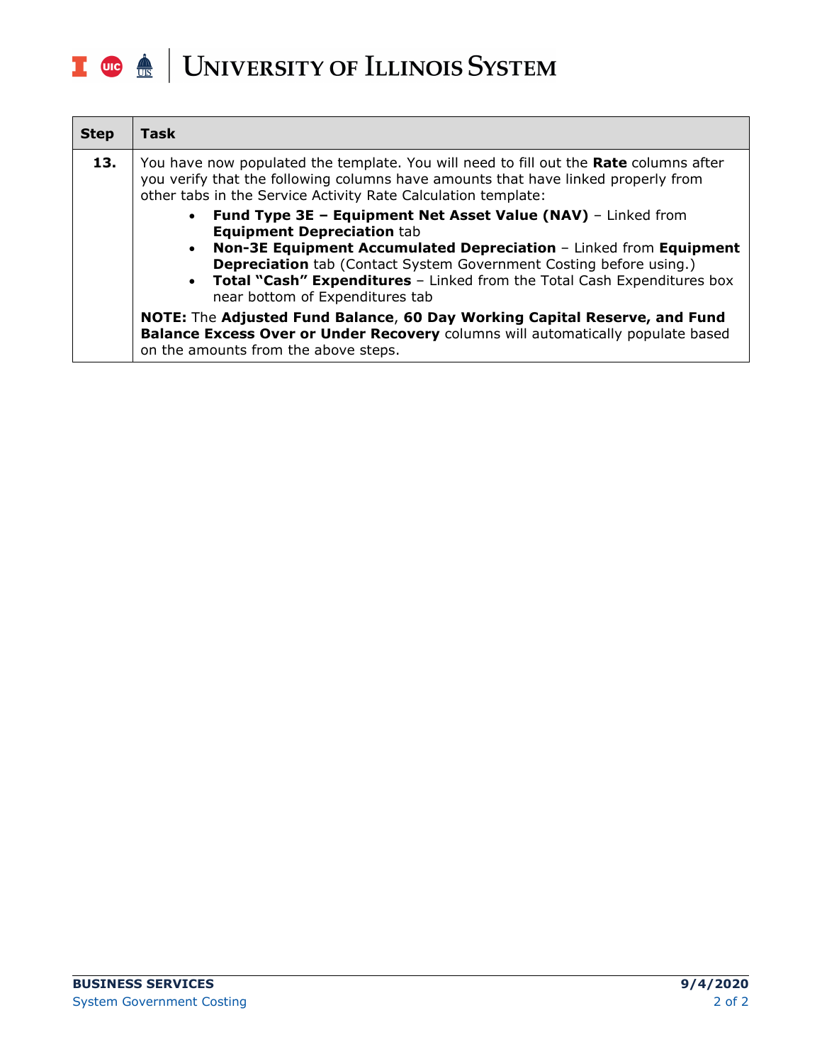| Step | Task |
|---|---|
| **13.** | You have now populated the template. You will need to fill out the **Rate** columns after you verify that the following columns have amounts that have linked properly from other tabs in the Service Activity Rate Calculation template:<br>• **Fund Type 3E – Equipment Net Asset Value (NAV)** – Linked from **Equipment Depreciation** tab<br>• **Non-3E Equipment Accumulated Depreciation** – Linked from **Equipment Depreciation** tab (Contact System Government Costing before using.)<br>• **Total "Cash" Expenditures** – Linked from the Total Cash Expenditures box near bottom of Expenditures tab<br><br>**NOTE:** The **Adjusted Fund Balance**, **60 Day Working Capital Reserve, and Fund Balance Excess Over or Under Recovery** columns will automatically populate based on the amounts from the above steps. |